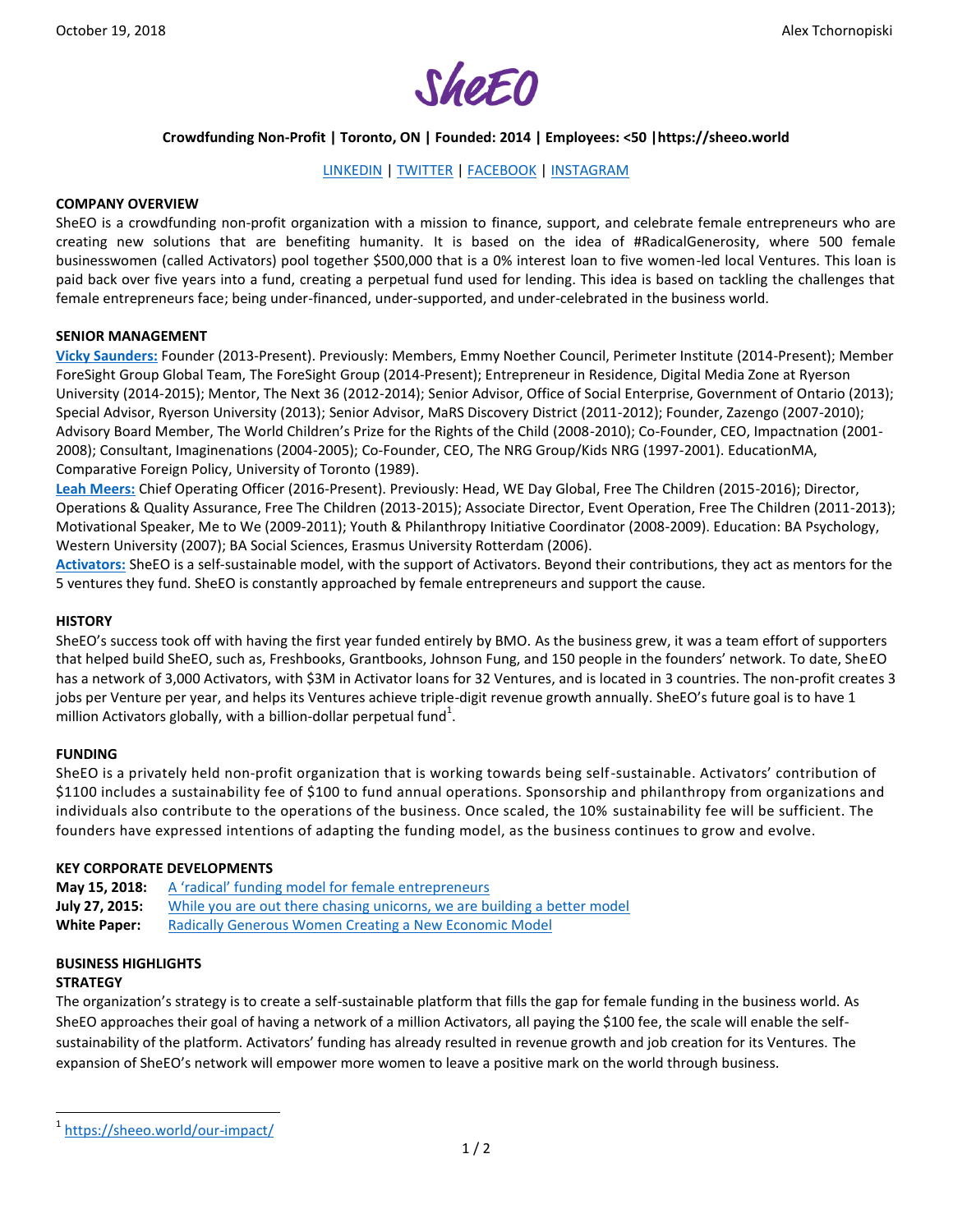October 19, 2018 Alex Tchornopiski

# SheEO

**Crowdfunding Non-Profit | Toronto, ON | Founded: 2014 | Employees: <50 |https://sheeo.world**

LINKEDIN | TWITTER | FACEBOOK | INSTAGRAM

**COMPANY OVERVIEW**

SheEO is a crowdfunding non-profit organization with a mission to finance, support, and celebrate female entrepreneurs who are creating new solutions that are benefiting humanity. It is based on the idea of #RadicalGenerosity, where 500 female businesswomen (called Activators) pool together $500,000 that is a 0% interest loan to five women-led local Ventures. This loan is paid back over five years into a fund, creating a perpetual fund used for lending. This idea is based on tackling the challenges that female entrepreneurs face; being under-financed, under-supported, and under-celebrated in the business world.

**SENIOR MANAGEMENT**

**Vicky Saunders:** Founder (2013-Present). Previously: Members, Emmy Noether Council, Perimeter Institute (2014-Present); Member ForeSight Group Global Team, The ForeSight Group (2014-Present); Entrepreneur in Residence, Digital Media Zone at Ryerson University (2014-2015); Mentor, The Next 36 (2012-2014); Senior Advisor, Office of Social Enterprise, Government of Ontario (2013); Special Advisor, Ryerson University (2013); Senior Advisor, MaRS Discovery District (2011-2012); Founder, Zazengo (2007-2010); Advisory Board Member, The World Children's Prize for the Rights of the Child (2008-2010); Co-Founder, CEO, Impactnation (2001-2008); Consultant, Imaginenations (2004-2005); Co-Founder, CEO, The NRG Group/Kids NRG (1997-2001). EducationMA, Comparative Foreign Policy, University of Toronto (1989).

**Leah Meers:** Chief Operating Officer (2016-Present). Previously: Head, WE Day Global, Free The Children (2015-2016); Director, Operations & Quality Assurance, Free The Children (2013-2015); Associate Director, Event Operation, Free The Children (2011-2013); Motivational Speaker, Me to We (2009-2011); Youth & Philanthropy Initiative Coordinator (2008-2009). Education: BA Psychology, Western University (2007); BA Social Sciences, Erasmus University Rotterdam (2006).

**Activators:** SheEO is a self-sustainable model, with the support of Activators. Beyond their contributions, they act as mentors for the 5 ventures they fund. SheEO is constantly approached by female entrepreneurs and support the cause.

**HISTORY**

SheEO's success took off with having the first year funded entirely by BMO. As the business grew, it was a team effort of supporters that helped build SheEO, such as, Freshbooks, Grantbooks, Johnson Fung, and 150 people in the founders' network. To date, SheEO has a network of 3,000 Activators, with $3M in Activator loans for 32 Ventures, and is located in 3 countries. The non-profit creates 3 jobs per Venture per year, and helps its Ventures achieve triple-digit revenue growth annually. SheEO's future goal is to have 1 million Activators globally, with a billion-dollar perpetual fund[1].

**FUNDING**

SheEO is a privately held non-profit organization that is working towards being self-sustainable. Activators' contribution of $1100 includes a sustainability fee of $100 to fund annual operations. Sponsorship and philanthropy from organizations and individuals also contribute to the operations of the business. Once scaled, the 10% sustainability fee will be sufficient. The founders have expressed intentions of adapting the funding model, as the business continues to grow and evolve.

**KEY CORPORATE DEVELOPMENTS**

**May 15, 2018:** A 'radical' funding model for female entrepreneurs
**July 27, 2015:** While you are out there chasing unicorns, we are building a better model
**White Paper:** Radically Generous Women Creating a New Economic Model

**BUSINESS HIGHLIGHTS**

**STRATEGY**

The organization's strategy is to create a self-sustainable platform that fills the gap for female funding in the business world. As SheEO approaches their goal of having a network of a million Activators, all paying the $100 fee, the scale will enable the self-sustainability of the platform. Activators' funding has already resulted in revenue growth and job creation for its Ventures. The expansion of SheEO's network will empower more women to leave a positive mark on the world through business.

[1] https://sheeo.world/our-impact/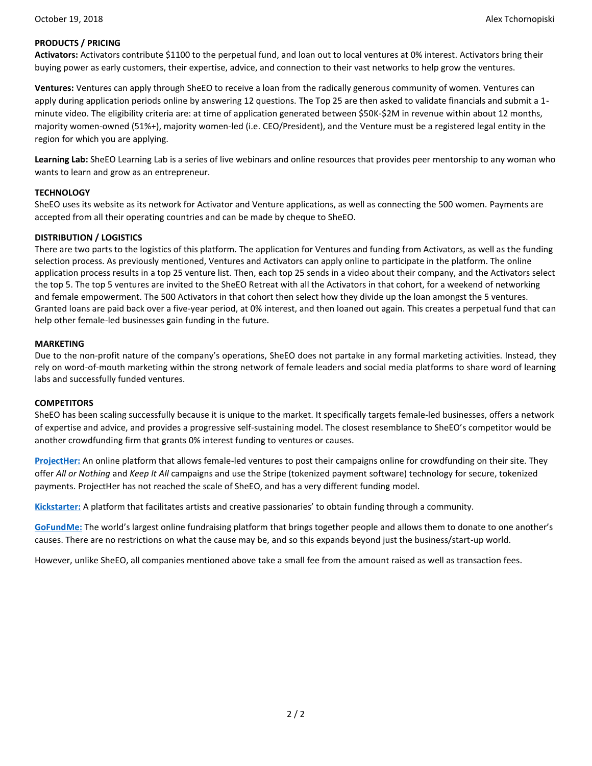## PRODUCTS / PRICING

**Activators:** Activators contribute $1100 to the perpetual fund, and loan out to local ventures at 0% interest. Activators bring their buying power as early customers, their expertise, advice, and connection to their vast networks to help grow the ventures.

**Ventures:** Ventures can apply through SheEO to receive a loan from the radically generous community of women. Ventures can apply during application periods online by answering 12 questions. The Top 25 are then asked to validate financials and submit a 1-minute video. The eligibility criteria are: at time of application generated between $50K-$2M in revenue within about 12 months, majority women-owned (51%+), majority women-led (i.e. CEO/President), and the Venture must be a registered legal entity in the region for which you are applying.

**Learning Lab:** SheEO Learning Lab is a series of live webinars and online resources that provides peer mentorship to any woman who wants to learn and grow as an entrepreneur.

## TECHNOLOGY

SheEO uses its website as its network for Activator and Venture applications, as well as connecting the 500 women. Payments are accepted from all their operating countries and can be made by cheque to SheEO.

## DISTRIBUTION / LOGISTICS

There are two parts to the logistics of this platform. The application for Ventures and funding from Activators, as well as the funding selection process. As previously mentioned, Ventures and Activators can apply online to participate in the platform. The online application process results in a top 25 venture list. Then, each top 25 sends in a video about their company, and the Activators select the top 5. The top 5 ventures are invited to the SheEO Retreat with all the Activators in that cohort, for a weekend of networking and female empowerment. The 500 Activators in that cohort then select how they divide up the loan amongst the 5 ventures. Granted loans are paid back over a five-year period, at 0% interest, and then loaned out again. This creates a perpetual fund that can help other female-led businesses gain funding in the future.

## MARKETING

Due to the non-profit nature of the company's operations, SheEO does not partake in any formal marketing activities. Instead, they rely on word-of-mouth marketing within the strong network of female leaders and social media platforms to share word of learning labs and successfully funded ventures.

## COMPETITORS

SheEO has been scaling successfully because it is unique to the market. It specifically targets female-led businesses, offers a network of expertise and advice, and provides a progressive self-sustaining model. The closest resemblance to SheEO's competitor would be another crowdfunding firm that grants 0% interest funding to ventures or causes.

**ProjectHer:** An online platform that allows female-led ventures to post their campaigns online for crowdfunding on their site. They offer *All or Nothing* and *Keep It All* campaigns and use the Stripe (tokenized payment software) technology for secure, tokenized payments. ProjectHer has not reached the scale of SheEO, and has a very different funding model.

**Kickstarter:** A platform that facilitates artists and creative passionaries' to obtain funding through a community.

**GoFundMe:** The world's largest online fundraising platform that brings together people and allows them to donate to one another's causes. There are no restrictions on what the cause may be, and so this expands beyond just the business/start-up world.

However, unlike SheEO, all companies mentioned above take a small fee from the amount raised as well as transaction fees.